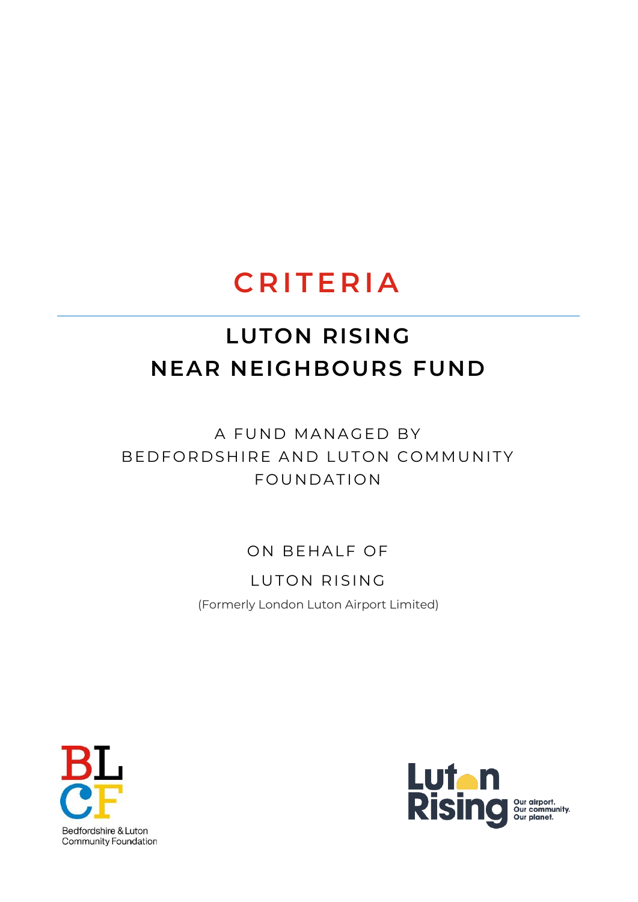# CRITERIA

## LUTON RISING NEAR NEIGHBOURS FUND

A FUND MANAGED BY BEDFORDSHIRE AND LUTON COMMUNITY FOUNDATION

ON BEHALF OF

LUTON RISING

(Formerly London Luton Airport Limited)

Bedfordshire & Luton Community Foundation

Luton Rising

Our airport. Our community. Our planet.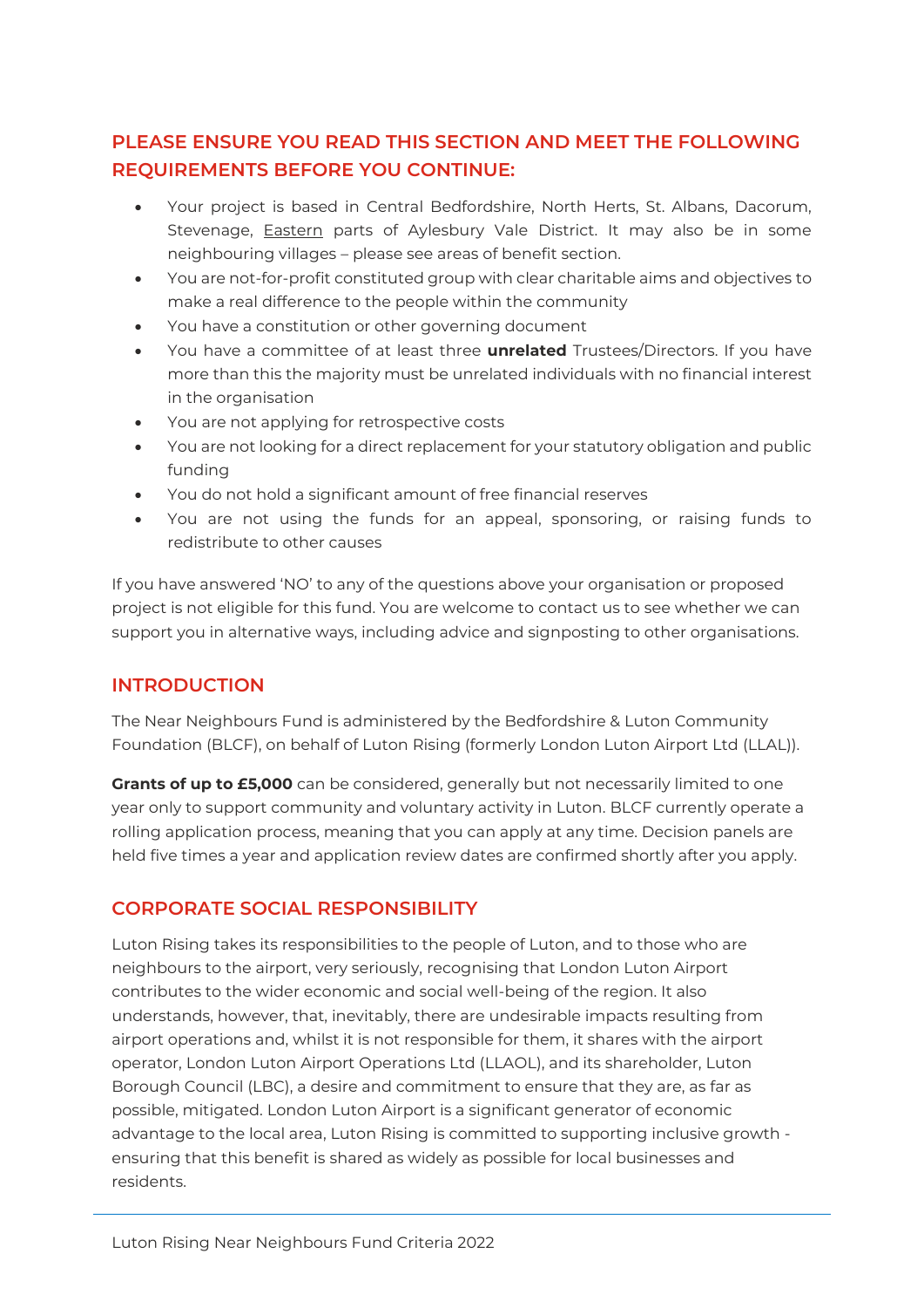## PLEASE ENSURE YOU READ THIS SECTION AND MEET THE FOLLOWING REQUIREMENTS BEFORE YOU CONTINUE:

- Your project is based in Central Bedfordshire, North Herts, St. Albans, Dacorum, Stevenage, Eastern parts of Aylesbury Vale District. It may also be in some neighbouring villages – please see areas of benefit section.
- You are not-for-profit constituted group with clear charitable aims and objectives to make a real difference to the people within the community
- You have a constitution or other governing document
- You have a committee of at least three **unrelated** Trustees/Directors. If you have more than this the majority must be unrelated individuals with no financial interest in the organisation
- You are not applying for retrospective costs
- You are not looking for a direct replacement for your statutory obligation and public funding
- You do not hold a significant amount of free financial reserves
- You are not using the funds for an appeal, sponsoring, or raising funds to redistribute to other causes

If you have answered 'NO' to any of the questions above your organisation or proposed project is not eligible for this fund. You are welcome to contact us to see whether we can support you in alternative ways, including advice and signposting to other organisations.

## INTRODUCTION

The Near Neighbours Fund is administered by the Bedfordshire & Luton Community Foundation (BLCF), on behalf of Luton Rising (formerly London Luton Airport Ltd (LLAL)).

**Grants of up to £5,000** can be considered, generally but not necessarily limited to one year only to support community and voluntary activity in Luton. BLCF currently operate a rolling application process, meaning that you can apply at any time. Decision panels are held five times a year and application review dates are confirmed shortly after you apply.

## CORPORATE SOCIAL RESPONSIBILITY

Luton Rising takes its responsibilities to the people of Luton, and to those who are neighbours to the airport, very seriously, recognising that London Luton Airport contributes to the wider economic and social well-being of the region. It also understands, however, that, inevitably, there are undesirable impacts resulting from airport operations and, whilst it is not responsible for them, it shares with the airport operator, London Luton Airport Operations Ltd (LLAOL), and its shareholder, Luton Borough Council (LBC), a desire and commitment to ensure that they are, as far as possible, mitigated. London Luton Airport is a significant generator of economic advantage to the local area, Luton Rising is committed to supporting inclusive growth - ensuring that this benefit is shared as widely as possible for local businesses and residents.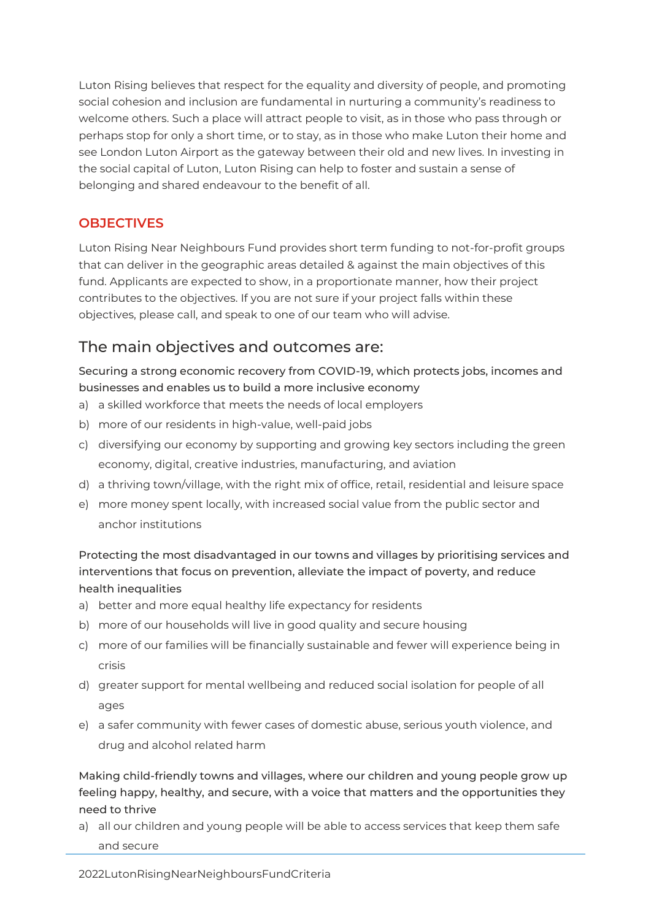Luton Rising believes that respect for the equality and diversity of people, and promoting social cohesion and inclusion are fundamental in nurturing a community's readiness to welcome others. Such a place will attract people to visit, as in those who pass through or perhaps stop for only a short time, or to stay, as in those who make Luton their home and see London Luton Airport as the gateway between their old and new lives. In investing in the social capital of Luton, Luton Rising can help to foster and sustain a sense of belonging and shared endeavour to the benefit of all.

## OBJECTIVES

Luton Rising Near Neighbours Fund provides short term funding to not-for-profit groups that can deliver in the geographic areas detailed & against the main objectives of this fund. Applicants are expected to show, in a proportionate manner, how their project contributes to the objectives. If you are not sure if your project falls within these objectives, please call, and speak to one of our team who will advise.

## The main objectives and outcomes are:

Securing a strong economic recovery from COVID-19, which protects jobs, incomes and businesses and enables us to build a more inclusive economy

a) a skilled workforce that meets the needs of local employers
b) more of our residents in high-value, well-paid jobs
c) diversifying our economy by supporting and growing key sectors including the green economy, digital, creative industries, manufacturing, and aviation
d) a thriving town/village, with the right mix of office, retail, residential and leisure space
e) more money spent locally, with increased social value from the public sector and anchor institutions

Protecting the most disadvantaged in our towns and villages by prioritising services and interventions that focus on prevention, alleviate the impact of poverty, and reduce health inequalities

a) better and more equal healthy life expectancy for residents
b) more of our households will live in good quality and secure housing
c) more of our families will be financially sustainable and fewer will experience being in crisis
d) greater support for mental wellbeing and reduced social isolation for people of all ages
e) a safer community with fewer cases of domestic abuse, serious youth violence, and drug and alcohol related harm

Making child-friendly towns and villages, where our children and young people grow up feeling happy, healthy, and secure, with a voice that matters and the opportunities they need to thrive

a) all our children and young people will be able to access services that keep them safe and secure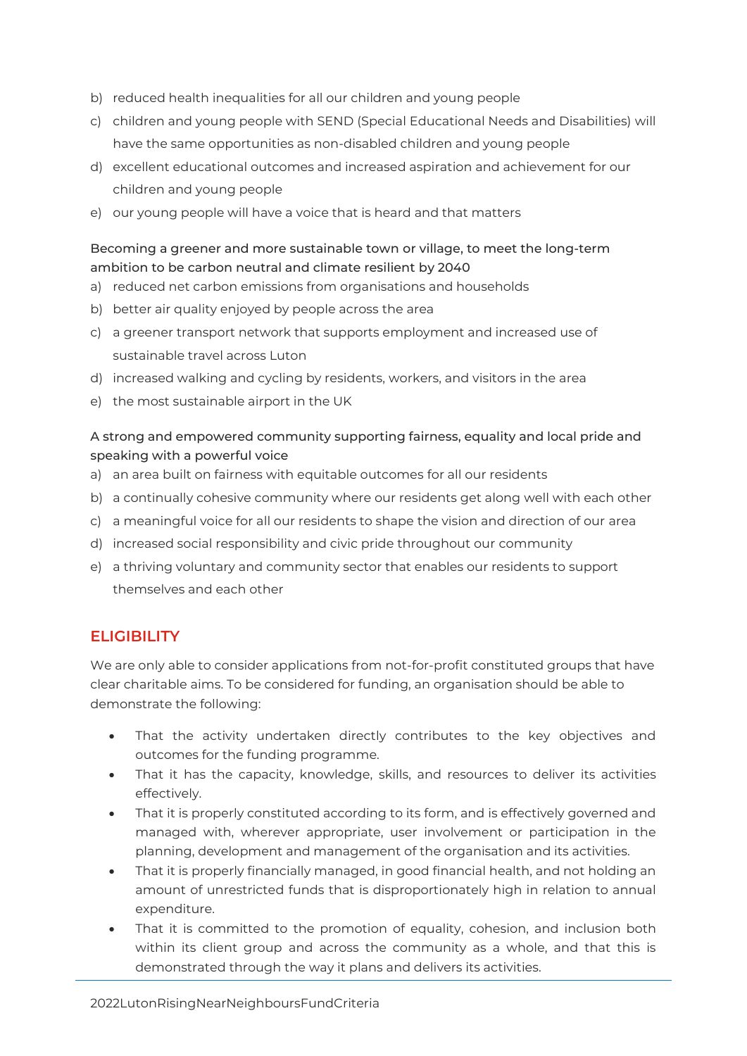b) reduced health inequalities for all our children and young people
c) children and young people with SEND (Special Educational Needs and Disabilities) will have the same opportunities as non-disabled children and young people
d) excellent educational outcomes and increased aspiration and achievement for our children and young people
e) our young people will have a voice that is heard and that matters

Becoming a greener and more sustainable town or village, to meet the long-term ambition to be carbon neutral and climate resilient by 2040

a) reduced net carbon emissions from organisations and households
b) better air quality enjoyed by people across the area
c) a greener transport network that supports employment and increased use of sustainable travel across Luton
d) increased walking and cycling by residents, workers, and visitors in the area
e) the most sustainable airport in the UK

A strong and empowered community supporting fairness, equality and local pride and speaking with a powerful voice

a) an area built on fairness with equitable outcomes for all our residents
b) a continually cohesive community where our residents get along well with each other
c) a meaningful voice for all our residents to shape the vision and direction of our area
d) increased social responsibility and civic pride throughout our community
e) a thriving voluntary and community sector that enables our residents to support themselves and each other

## ELIGIBILITY

We are only able to consider applications from not-for-profit constituted groups that have clear charitable aims. To be considered for funding, an organisation should be able to demonstrate the following:

- That the activity undertaken directly contributes to the key objectives and outcomes for the funding programme.
- That it has the capacity, knowledge, skills, and resources to deliver its activities effectively.
- That it is properly constituted according to its form, and is effectively governed and managed with, wherever appropriate, user involvement or participation in the planning, development and management of the organisation and its activities.
- That it is properly financially managed, in good financial health, and not holding an amount of unrestricted funds that is disproportionately high in relation to annual expenditure.
- That it is committed to the promotion of equality, cohesion, and inclusion both within its client group and across the community as a whole, and that this is demonstrated through the way it plans and delivers its activities.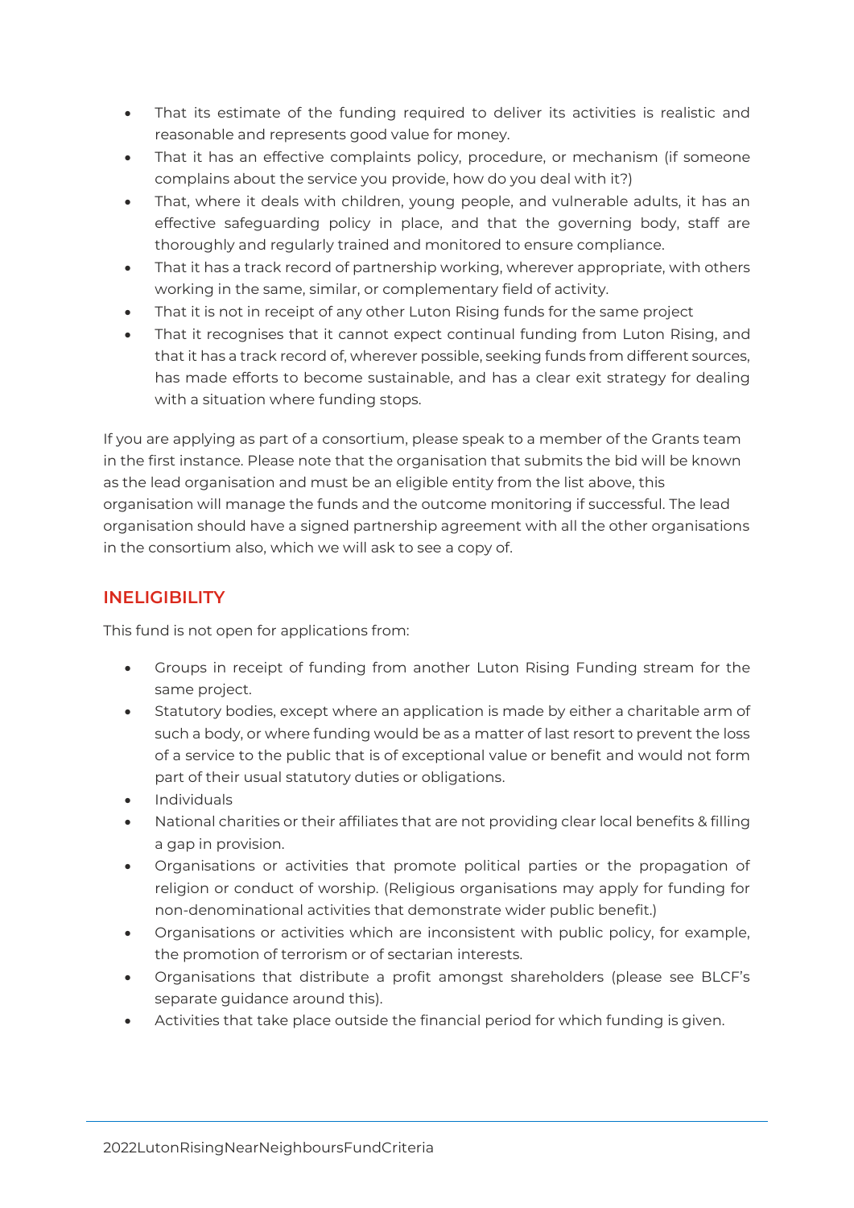- That its estimate of the funding required to deliver its activities is realistic and reasonable and represents good value for money.
- That it has an effective complaints policy, procedure, or mechanism (if someone complains about the service you provide, how do you deal with it?)
- That, where it deals with children, young people, and vulnerable adults, it has an effective safeguarding policy in place, and that the governing body, staff are thoroughly and regularly trained and monitored to ensure compliance.
- That it has a track record of partnership working, wherever appropriate, with others working in the same, similar, or complementary field of activity.
- That it is not in receipt of any other Luton Rising funds for the same project
- That it recognises that it cannot expect continual funding from Luton Rising, and that it has a track record of, wherever possible, seeking funds from different sources, has made efforts to become sustainable, and has a clear exit strategy for dealing with a situation where funding stops.

If you are applying as part of a consortium, please speak to a member of the Grants team in the first instance. Please note that the organisation that submits the bid will be known as the lead organisation and must be an eligible entity from the list above, this organisation will manage the funds and the outcome monitoring if successful. The lead organisation should have a signed partnership agreement with all the other organisations in the consortium also, which we will ask to see a copy of.

## INELIGIBILITY

This fund is not open for applications from:

- Groups in receipt of funding from another Luton Rising Funding stream for the same project.
- Statutory bodies, except where an application is made by either a charitable arm of such a body, or where funding would be as a matter of last resort to prevent the loss of a service to the public that is of exceptional value or benefit and would not form part of their usual statutory duties or obligations.
- Individuals
- National charities or their affiliates that are not providing clear local benefits & filling a gap in provision.
- Organisations or activities that promote political parties or the propagation of religion or conduct of worship. (Religious organisations may apply for funding for non-denominational activities that demonstrate wider public benefit.)
- Organisations or activities which are inconsistent with public policy, for example, the promotion of terrorism or of sectarian interests.
- Organisations that distribute a profit amongst shareholders (please see BLCF's separate guidance around this).
- Activities that take place outside the financial period for which funding is given.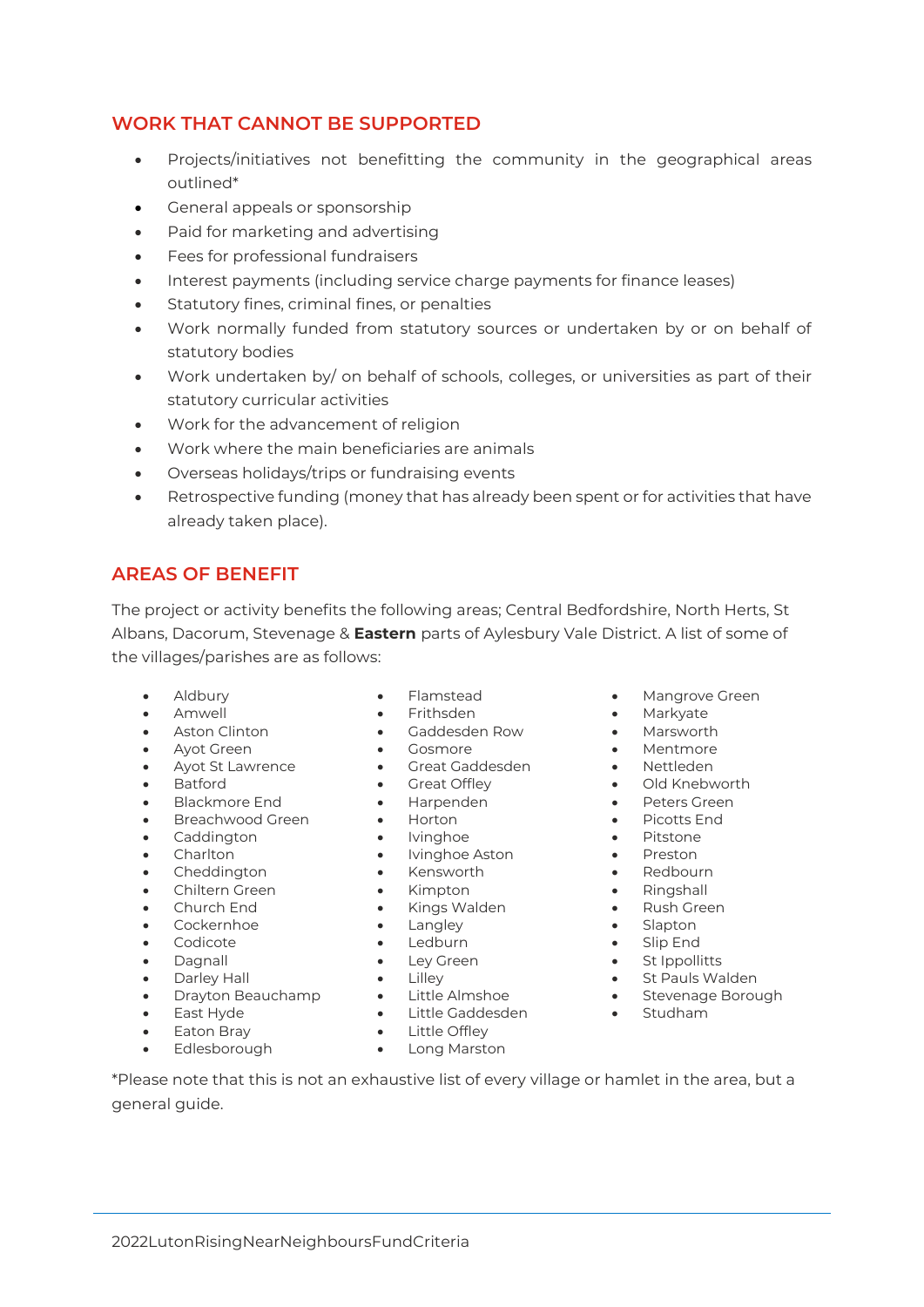## WORK THAT CANNOT BE SUPPORTED

- Projects/initiatives not benefitting the community in the geographical areas outlined*
- General appeals or sponsorship
- Paid for marketing and advertising
- Fees for professional fundraisers
- Interest payments (including service charge payments for finance leases)
- Statutory fines, criminal fines, or penalties
- Work normally funded from statutory sources or undertaken by or on behalf of statutory bodies
- Work undertaken by/ on behalf of schools, colleges, or universities as part of their statutory curricular activities
- Work for the advancement of religion
- Work where the main beneficiaries are animals
- Overseas holidays/trips or fundraising events
- Retrospective funding (money that has already been spent or for activities that have already taken place).

## AREAS OF BENEFIT

The project or activity benefits the following areas; Central Bedfordshire, North Herts, St Albans, Dacorum, Stevenage & **Eastern** parts of Aylesbury Vale District. A list of some of the villages/parishes are as follows:

- Aldbury
- Amwell
- Aston Clinton
- Ayot Green
- Ayot St Lawrence
- Batford
- Blackmore End
- Breachwood Green
- Caddington
- Charlton
- Cheddington
- Chiltern Green
- Church End
- Cockernhoe
- Codicote
- Dagnall
- Darley Hall
- Drayton Beauchamp
- East Hyde
- Eaton Bray
- Edlesborough
- Flamstead
- Frithsden
- Gaddesden Row
- Gosmore
- Great Gaddesden
- Great Offley
- Harpenden
- Horton
- Ivinghoe
- Ivinghoe Aston
- Kensworth
- Kimpton
- Kings Walden
- Langley
- Ledburn
- Ley Green
- Lilley
- Little Almshoe
- Little Gaddesden
- Little Offley
- Long Marston
- Mangrove Green
- Markyate
- Marsworth
- Mentmore
- Nettleden
- Old Knebworth
- Peters Green
- Picotts End
- Pitstone
- Preston
- Redbourn
- Ringshall
- Rush Green
- Slapton
- Slip End
- St Ippollitts
- St Pauls Walden
- Stevenage Borough
- Studham

*Please note that this is not an exhaustive list of every village or hamlet in the area, but a general guide.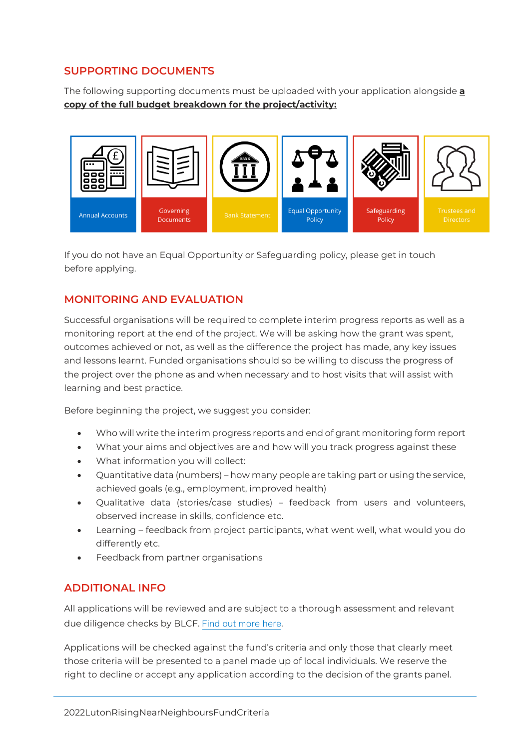## SUPPORTING DOCUMENTS

The following supporting documents must be uploaded with your application alongside **a copy of the full budget breakdown for the project/activity:**

- Annual Accounts
- Governing Documents
- Bank Statement
- Equal Opportunity Policy
- Safeguarding Policy
- Trustees and Directors

If you do not have an Equal Opportunity or Safeguarding policy, please get in touch before applying.

## MONITORING AND EVALUATION

Successful organisations will be required to complete interim progress reports as well as a monitoring report at the end of the project. We will be asking how the grant was spent, outcomes achieved or not, as well as the difference the project has made, any key issues and lessons learnt. Funded organisations should so be willing to discuss the progress of the project over the phone as and when necessary and to host visits that will assist with learning and best practice.

Before beginning the project, we suggest you consider:

- Who will write the interim progress reports and end of grant monitoring form report
- What your aims and objectives are and how will you track progress against these
- What information you will collect:
- Quantitative data (numbers) – how many people are taking part or using the service, achieved goals (e.g., employment, improved health)
- Qualitative data (stories/case studies) – feedback from users and volunteers, observed increase in skills, confidence etc.
- Learning – feedback from project participants, what went well, what would you do differently etc.
- Feedback from partner organisations

## ADDITIONAL INFO

All applications will be reviewed and are subject to a thorough assessment and relevant due diligence checks by BLCF. Find out more here.

Applications will be checked against the fund's criteria and only those that clearly meet those criteria will be presented to a panel made up of local individuals. We reserve the right to decline or accept any application according to the decision of the grants panel.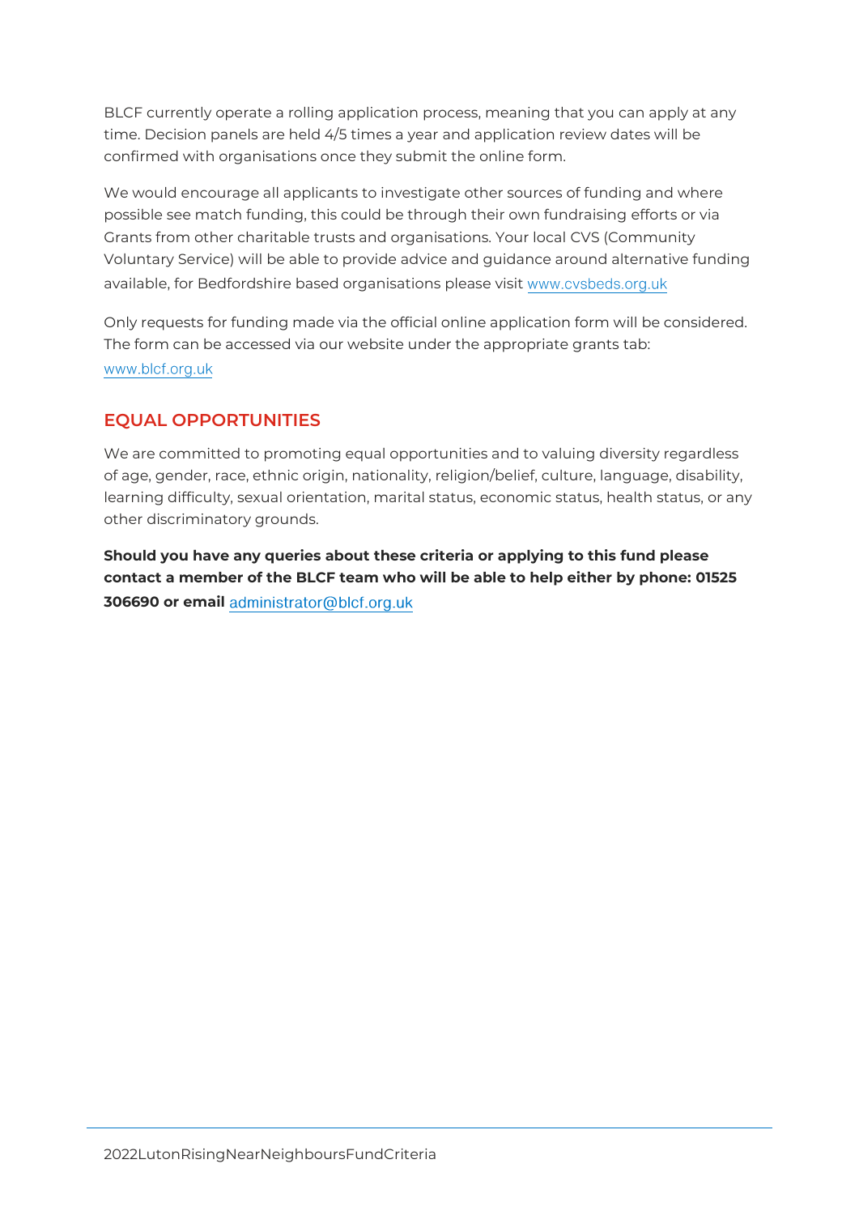BLCF currently operate a rolling application process, meaning that you can apply at any time. Decision panels are held 4/5 times a year and application review dates will be confirmed with organisations once they submit the online form.

We would encourage all applicants to investigate other sources of funding and where possible see match funding, this could be through their own fundraising efforts or via Grants from other charitable trusts and organisations. Your local CVS (Community Voluntary Service) will be able to provide advice and guidance around alternative funding available, for Bedfordshire based organisations please visit www.cvsbeds.org.uk

Only requests for funding made via the official online application form will be considered. The form can be accessed via our website under the appropriate grants tab: www.blcf.org.uk

## EQUAL OPPORTUNITIES

We are committed to promoting equal opportunities and to valuing diversity regardless of age, gender, race, ethnic origin, nationality, religion/belief, culture, language, disability, learning difficulty, sexual orientation, marital status, economic status, health status, or any other discriminatory grounds.

**Should you have any queries about these criteria or applying to this fund please contact a member of the BLCF team who will be able to help either by phone: 01525 306690 or email** administrator@blcf.org.uk